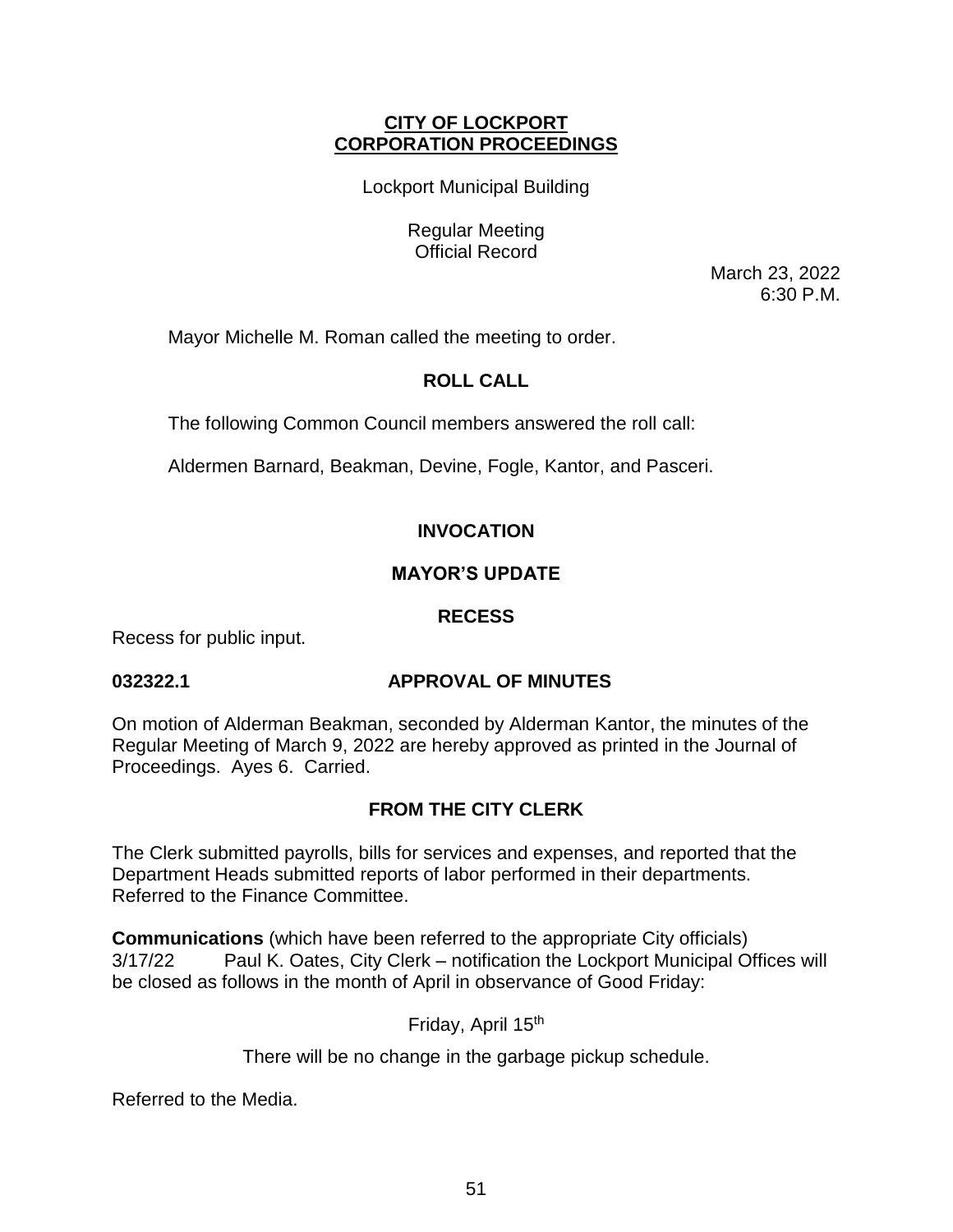**CITY OF LOCKPORT**
**CORPORATION PROCEEDINGS**

Lockport Municipal Building

Regular Meeting
Official Record

March 23, 2022
6:30 P.M.

Mayor Michelle M. Roman called the meeting to order.

## ROLL CALL

The following Common Council members answered the roll call:

Aldermen Barnard, Beakman, Devine, Fogle, Kantor, and Pasceri.

## INVOCATION

## MAYOR'S UPDATE

## RECESS

Recess for public input.

## 032322.1 APPROVAL OF MINUTES

On motion of Alderman Beakman, seconded by Alderman Kantor, the minutes of the Regular Meeting of March 9, 2022 are hereby approved as printed in the Journal of Proceedings. Ayes 6. Carried.

## FROM THE CITY CLERK

The Clerk submitted payrolls, bills for services and expenses, and reported that the Department Heads submitted reports of labor performed in their departments. Referred to the Finance Committee.

**Communications** (which have been referred to the appropriate City officials)
3/17/22 Paul K. Oates, City Clerk – notification the Lockport Municipal Offices will be closed as follows in the month of April in observance of Good Friday:

Friday, April 15th

There will be no change in the garbage pickup schedule.

Referred to the Media.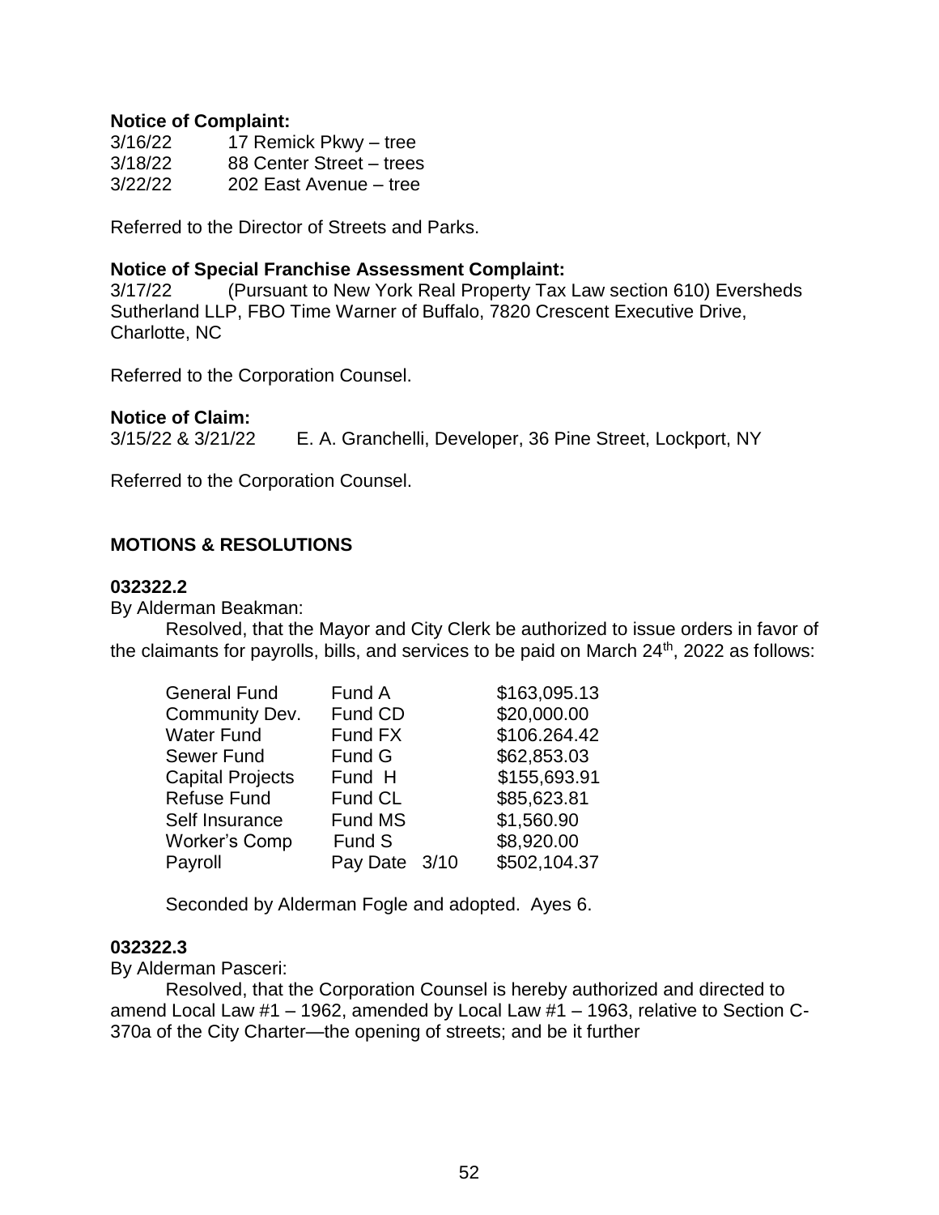**Notice of Complaint:**

3/16/22 17 Remick Pkwy – tree
3/18/22 88 Center Street – trees
3/22/22 202 East Avenue – tree

Referred to the Director of Streets and Parks.

**Notice of Special Franchise Assessment Complaint:**

3/17/22 (Pursuant to New York Real Property Tax Law section 610) Eversheds Sutherland LLP, FBO Time Warner of Buffalo, 7820 Crescent Executive Drive, Charlotte, NC

Referred to the Corporation Counsel.

**Notice of Claim:**

3/15/22 & 3/21/22 E. A. Granchelli, Developer, 36 Pine Street, Lockport, NY

Referred to the Corporation Counsel.

## MOTIONS & RESOLUTIONS

**032322.2**

By Alderman Beakman:

Resolved, that the Mayor and City Clerk be authorized to issue orders in favor of the claimants for payrolls, bills, and services to be paid on March 24th, 2022 as follows:

| | | |
|---|---|---|
| General Fund | Fund A | $163,095.13 |
| Community Dev. | Fund CD | $20,000.00 |
| Water Fund | Fund FX | $106.264.42 |
| Sewer Fund | Fund G | $62,853.03 |
| Capital Projects | Fund H | $155,693.91 |
| Refuse Fund | Fund CL | $85,623.81 |
| Self Insurance | Fund MS | $1,560.90 |
| Worker's Comp | Fund S | $8,920.00 |
| Payroll | Pay Date 3/10 | $502,104.37 |

Seconded by Alderman Fogle and adopted. Ayes 6.

**032322.3**

By Alderman Pasceri:

Resolved, that the Corporation Counsel is hereby authorized and directed to amend Local Law #1 – 1962, amended by Local Law #1 – 1963, relative to Section C-370a of the City Charter—the opening of streets; and be it further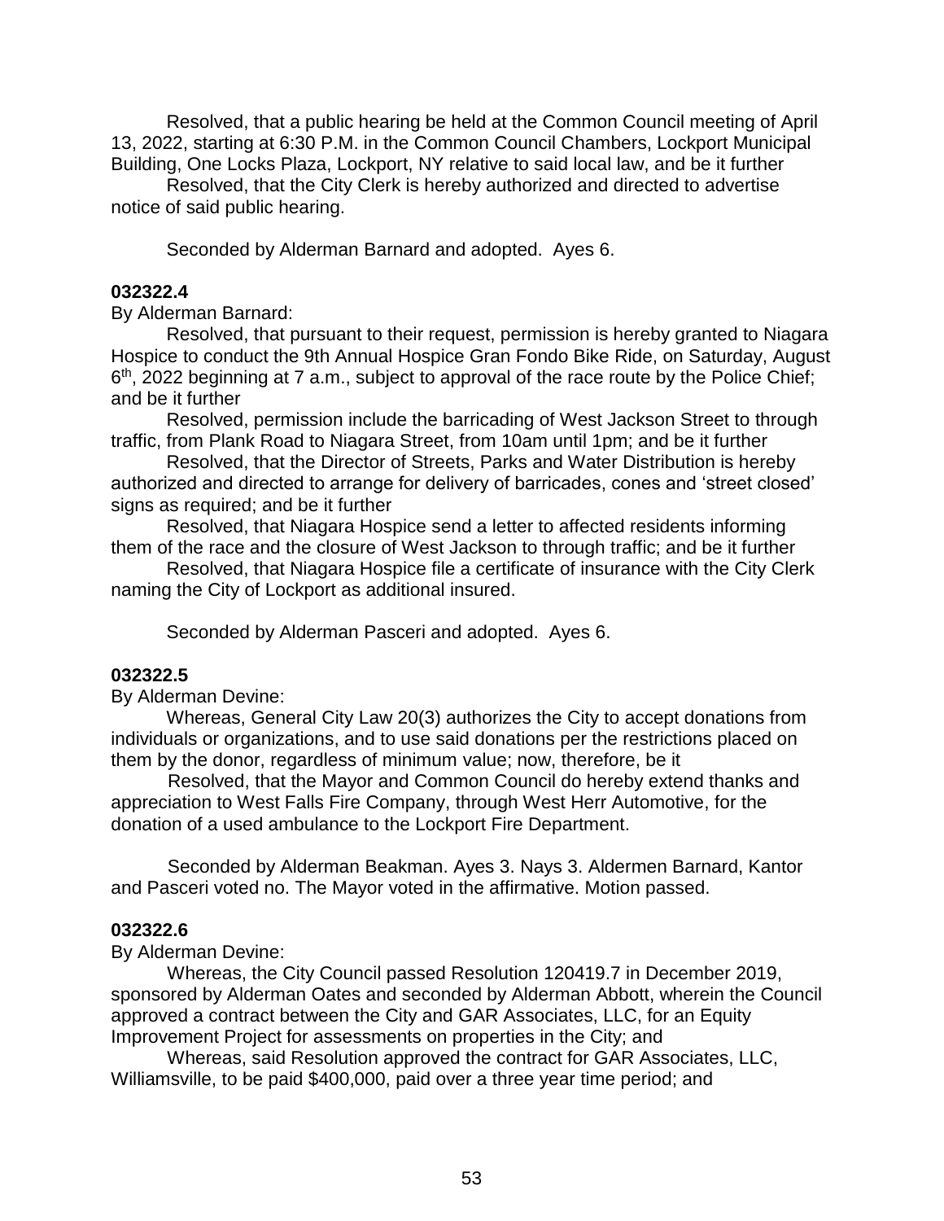Resolved, that a public hearing be held at the Common Council meeting of April 13, 2022, starting at 6:30 P.M. in the Common Council Chambers, Lockport Municipal Building, One Locks Plaza, Lockport, NY relative to said local law, and be it further

Resolved, that the City Clerk is hereby authorized and directed to advertise notice of said public hearing.

Seconded by Alderman Barnard and adopted. Ayes 6.

**032322.4**

By Alderman Barnard:

Resolved, that pursuant to their request, permission is hereby granted to Niagara Hospice to conduct the 9th Annual Hospice Gran Fondo Bike Ride, on Saturday, August 6th, 2022 beginning at 7 a.m., subject to approval of the race route by the Police Chief; and be it further

Resolved, permission include the barricading of West Jackson Street to through traffic, from Plank Road to Niagara Street, from 10am until 1pm; and be it further

Resolved, that the Director of Streets, Parks and Water Distribution is hereby authorized and directed to arrange for delivery of barricades, cones and 'street closed' signs as required; and be it further

Resolved, that Niagara Hospice send a letter to affected residents informing them of the race and the closure of West Jackson to through traffic; and be it further

Resolved, that Niagara Hospice file a certificate of insurance with the City Clerk naming the City of Lockport as additional insured.

Seconded by Alderman Pasceri and adopted. Ayes 6.

**032322.5**

By Alderman Devine:

Whereas, General City Law 20(3) authorizes the City to accept donations from individuals or organizations, and to use said donations per the restrictions placed on them by the donor, regardless of minimum value; now, therefore, be it

Resolved, that the Mayor and Common Council do hereby extend thanks and appreciation to West Falls Fire Company, through West Herr Automotive, for the donation of a used ambulance to the Lockport Fire Department.

Seconded by Alderman Beakman. Ayes 3. Nays 3. Aldermen Barnard, Kantor and Pasceri voted no. The Mayor voted in the affirmative. Motion passed.

**032322.6**

By Alderman Devine:

Whereas, the City Council passed Resolution 120419.7 in December 2019, sponsored by Alderman Oates and seconded by Alderman Abbott, wherein the Council approved a contract between the City and GAR Associates, LLC, for an Equity Improvement Project for assessments on properties in the City; and

Whereas, said Resolution approved the contract for GAR Associates, LLC, Williamsville, to be paid $400,000, paid over a three year time period; and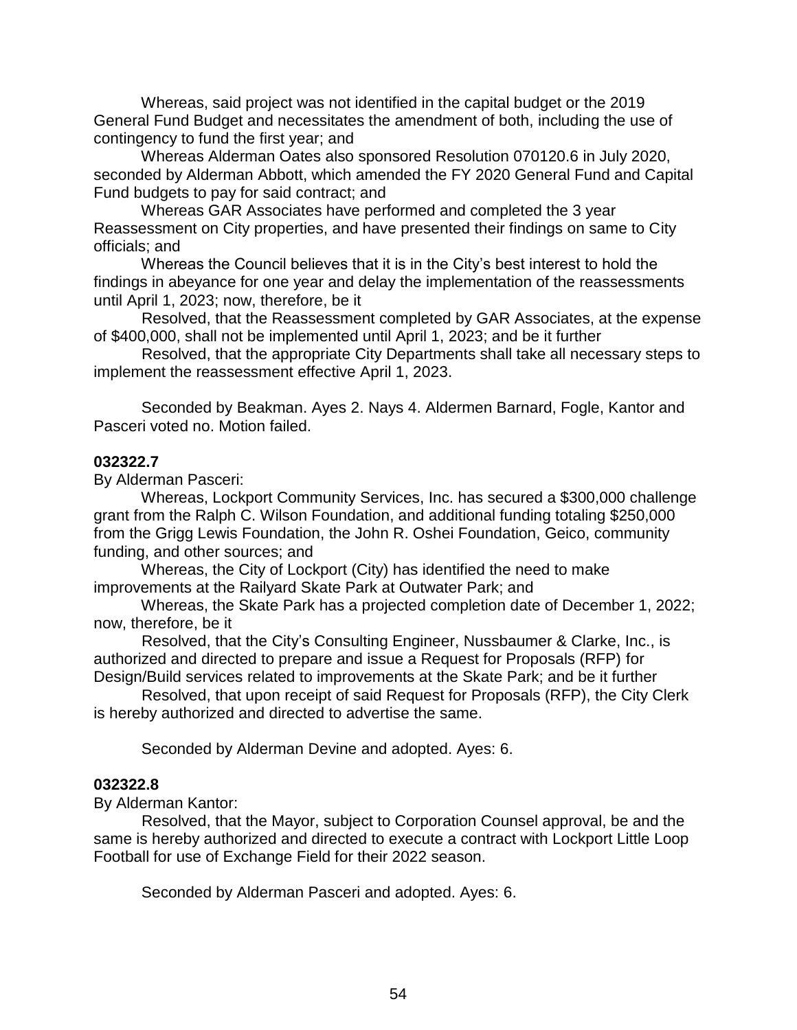Whereas, said project was not identified in the capital budget or the 2019 General Fund Budget and necessitates the amendment of both, including the use of contingency to fund the first year; and

Whereas Alderman Oates also sponsored Resolution 070120.6 in July 2020, seconded by Alderman Abbott, which amended the FY 2020 General Fund and Capital Fund budgets to pay for said contract; and

Whereas GAR Associates have performed and completed the 3 year Reassessment on City properties, and have presented their findings on same to City officials; and

Whereas the Council believes that it is in the City's best interest to hold the findings in abeyance for one year and delay the implementation of the reassessments until April 1, 2023; now, therefore, be it

Resolved, that the Reassessment completed by GAR Associates, at the expense of $400,000, shall not be implemented until April 1, 2023; and be it further

Resolved, that the appropriate City Departments shall take all necessary steps to implement the reassessment effective April 1, 2023.

Seconded by Beakman. Ayes 2. Nays 4. Aldermen Barnard, Fogle, Kantor and Pasceri voted no. Motion failed.

**032322.7**

By Alderman Pasceri:

Whereas, Lockport Community Services, Inc. has secured a $300,000 challenge grant from the Ralph C. Wilson Foundation, and additional funding totaling $250,000 from the Grigg Lewis Foundation, the John R. Oshei Foundation, Geico, community funding, and other sources; and

Whereas, the City of Lockport (City) has identified the need to make improvements at the Railyard Skate Park at Outwater Park; and

Whereas, the Skate Park has a projected completion date of December 1, 2022; now, therefore, be it

Resolved, that the City's Consulting Engineer, Nussbaumer & Clarke, Inc., is authorized and directed to prepare and issue a Request for Proposals (RFP) for Design/Build services related to improvements at the Skate Park; and be it further

Resolved, that upon receipt of said Request for Proposals (RFP), the City Clerk is hereby authorized and directed to advertise the same.

Seconded by Alderman Devine and adopted. Ayes: 6.

**032322.8**

By Alderman Kantor:

Resolved, that the Mayor, subject to Corporation Counsel approval, be and the same is hereby authorized and directed to execute a contract with Lockport Little Loop Football for use of Exchange Field for their 2022 season.

Seconded by Alderman Pasceri and adopted. Ayes: 6.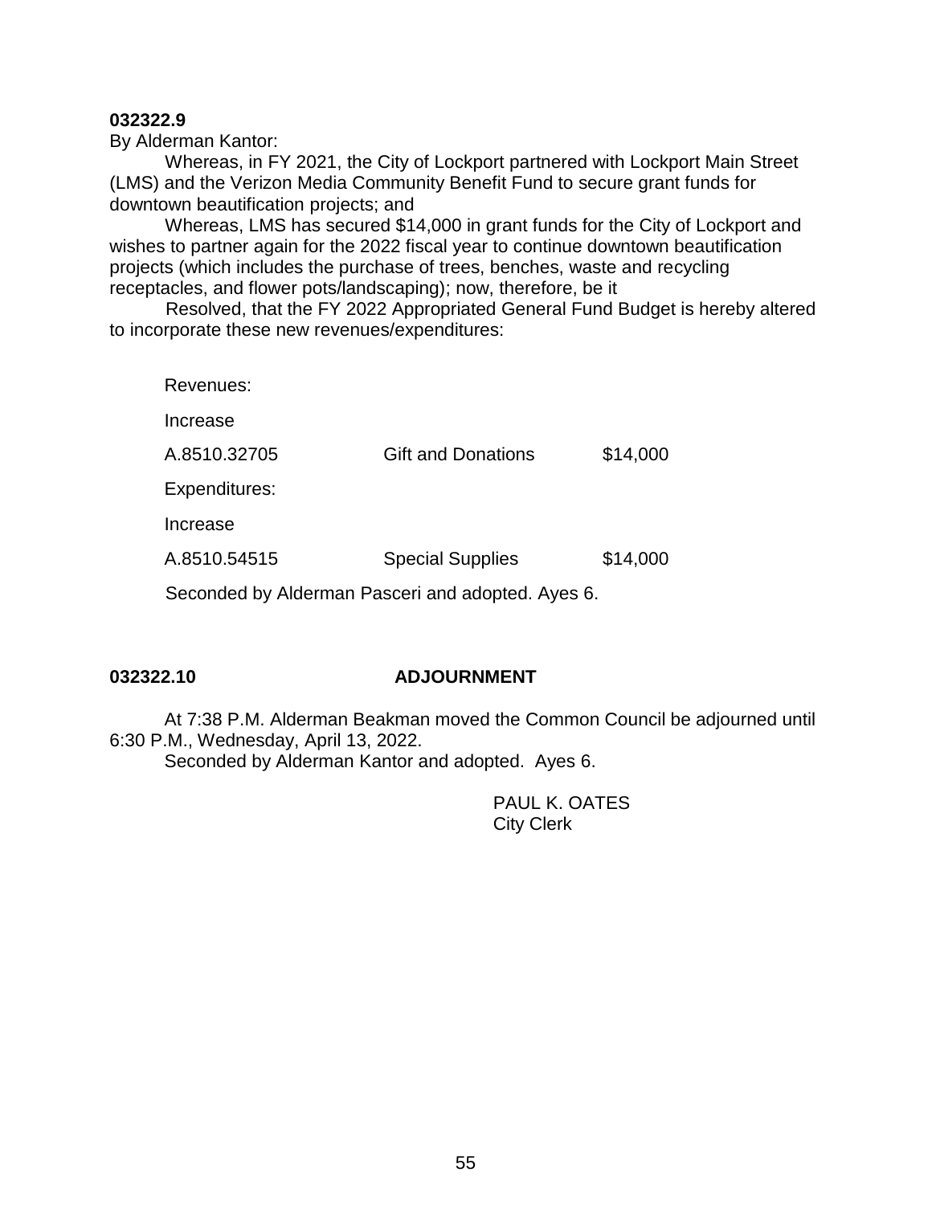**032322.9**

By Alderman Kantor:

Whereas, in FY 2021, the City of Lockport partnered with Lockport Main Street (LMS) and the Verizon Media Community Benefit Fund to secure grant funds for downtown beautification projects; and

Whereas, LMS has secured $14,000 in grant funds for the City of Lockport and wishes to partner again for the 2022 fiscal year to continue downtown beautification projects (which includes the purchase of trees, benches, waste and recycling receptacles, and flower pots/landscaping); now, therefore, be it

Resolved, that the FY 2022 Appropriated General Fund Budget is hereby altered to incorporate these new revenues/expenditures:

| | | |
|---|---|---|
| Revenues: | | |
| Increase | | |
| A.8510.32705 | Gift and Donations | $14,000 |
| Expenditures: | | |
| Increase | | |
| A.8510.54515 | Special Supplies | $14,000 |

Seconded by Alderman Pasceri and adopted. Ayes 6.

**032322.10 ADJOURNMENT**

At 7:38 P.M. Alderman Beakman moved the Common Council be adjourned until 6:30 P.M., Wednesday, April 13, 2022.

Seconded by Alderman Kantor and adopted. Ayes 6.

PAUL K. OATES
City Clerk